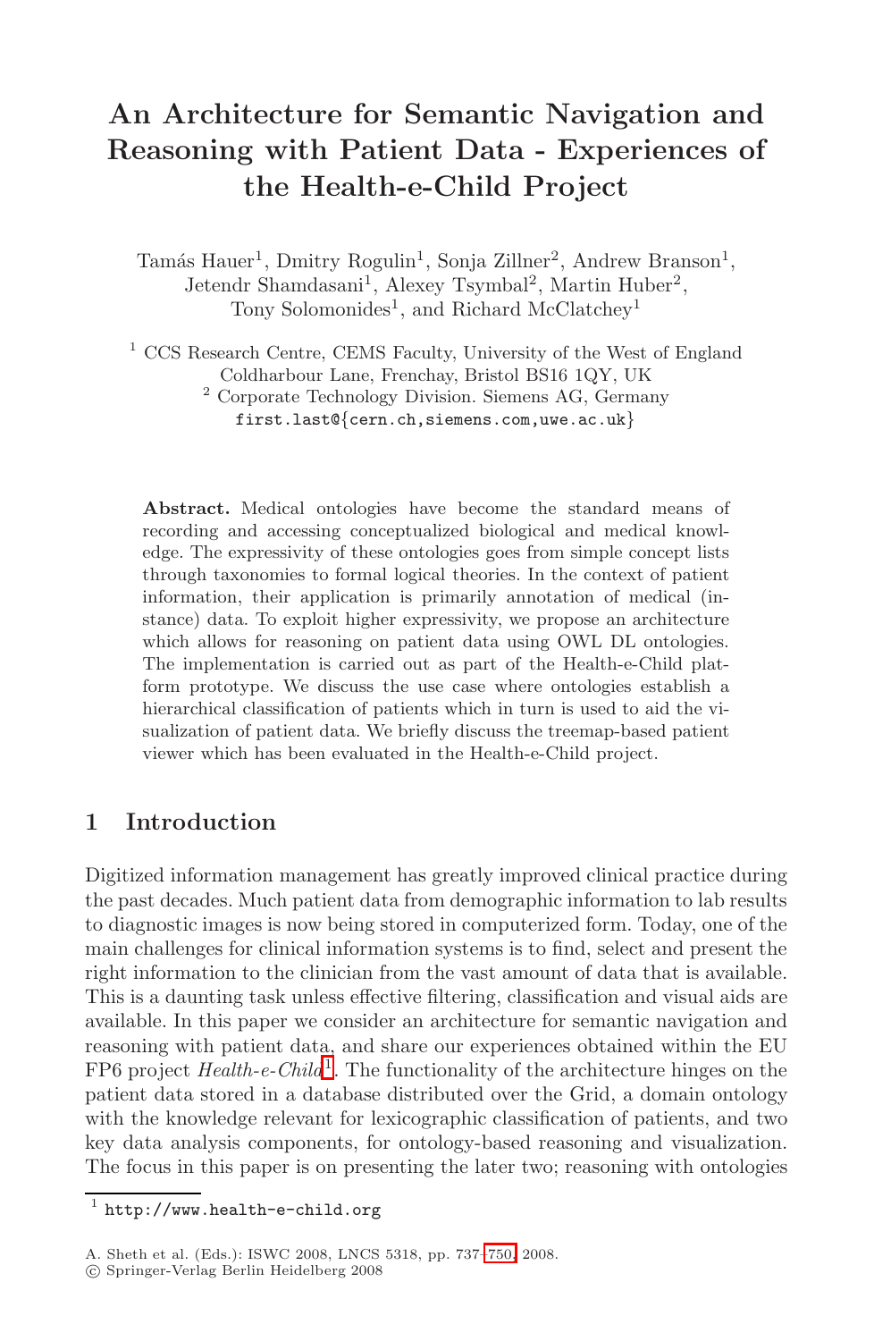# An Architecture for Semantic Navigation and Reasoning with Patient Data - Experiences of the Health-e-Child Project

Tamás Hauer[1], Dmitry Rogulin[1], Sonja Zillner[2], Andrew Branson[1], Jetendr Shamdasani[1], Alexey Tsymbal[2], Martin Huber[2], Tony Solomonides[1], and Richard McClatchey[1]

[1] CCS Research Centre, CEMS Faculty, University of the West of England Coldharbour Lane, Frenchay, Bristol BS16 1QY, UK

[2] Corporate Technology Division. Siemens AG, Germany

first.last@{cern.ch,siemens.com,uwe.ac.uk}

**Abstract.** Medical ontologies have become the standard means of recording and accessing conceptualized biological and medical knowledge. The expressivity of these ontologies goes from simple concept lists through taxonomies to formal logical theories. In the context of patient information, their application is primarily annotation of medical (instance) data. To exploit higher expressivity, we propose an architecture which allows for reasoning on patient data using OWL DL ontologies. The implementation is carried out as part of the Health-e-Child platform prototype. We discuss the use case where ontologies establish a hierarchical classification of patients which in turn is used to aid the visualization of patient data. We briefly discuss the treemap-based patient viewer which has been evaluated in the Health-e-Child project.

## 1 Introduction

Digitized information management has greatly improved clinical practice during the past decades. Much patient data from demographic information to lab results to diagnostic images is now being stored in computerized form. Today, one of the main challenges for clinical information systems is to find, select and present the right information to the clinician from the vast amount of data that is available. This is a daunting task unless effective filtering, classification and visual aids are available. In this paper we consider an architecture for semantic navigation and reasoning with patient data, and share our experiences obtained within the EU FP6 project *Health-e-Child*[1]. The functionality of the architecture hinges on the patient data stored in a database distributed over the Grid, a domain ontology with the knowledge relevant for lexicographic classification of patients, and two key data analysis components, for ontology-based reasoning and visualization. The focus in this paper is on presenting the later two; reasoning with ontologies

[1] http://www.health-e-child.org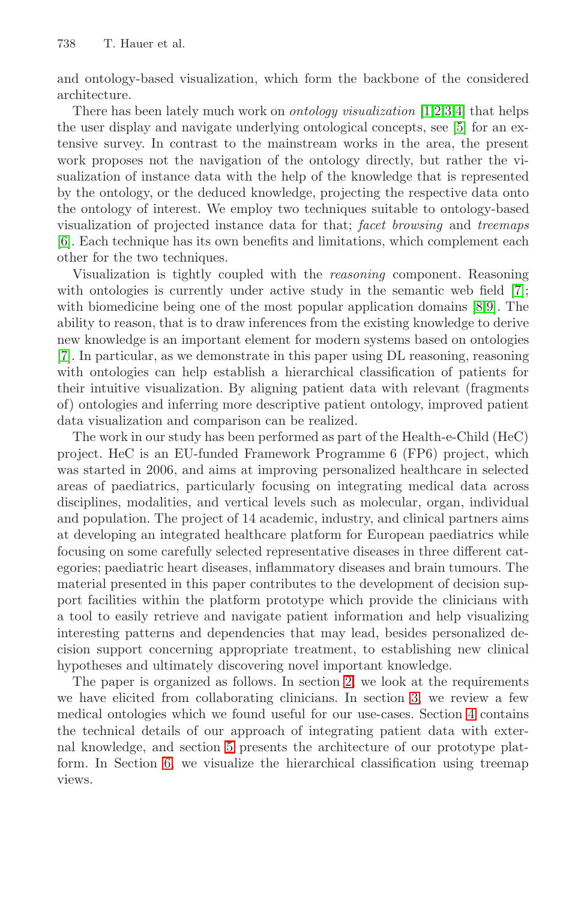and ontology-based visualization, which form the backbone of the considered architecture.

There has been lately much work on *ontology visualization* [1,2,3,4] that helps the user display and navigate underlying ontological concepts, see [5] for an extensive survey. In contrast to the mainstream works in the area, the present work proposes not the navigation of the ontology directly, but rather the visualization of instance data with the help of the knowledge that is represented by the ontology, or the deduced knowledge, projecting the respective data onto the ontology of interest. We employ two techniques suitable to ontology-based visualization of projected instance data for that; *facet browsing* and *treemaps* [6]. Each technique has its own benefits and limitations, which complement each other for the two techniques.

Visualization is tightly coupled with the *reasoning* component. Reasoning with ontologies is currently under active study in the semantic web field [7]; with biomedicine being one of the most popular application domains [8,9]. The ability to reason, that is to draw inferences from the existing knowledge to derive new knowledge is an important element for modern systems based on ontologies [7]. In particular, as we demonstrate in this paper using DL reasoning, reasoning with ontologies can help establish a hierarchical classification of patients for their intuitive visualization. By aligning patient data with relevant (fragments of) ontologies and inferring more descriptive patient ontology, improved patient data visualization and comparison can be realized.

The work in our study has been performed as part of the Health-e-Child (HeC) project. HeC is an EU-funded Framework Programme 6 (FP6) project, which was started in 2006, and aims at improving personalized healthcare in selected areas of paediatrics, particularly focusing on integrating medical data across disciplines, modalities, and vertical levels such as molecular, organ, individual and population. The project of 14 academic, industry, and clinical partners aims at developing an integrated healthcare platform for European paediatrics while focusing on some carefully selected representative diseases in three different categories; paediatric heart diseases, inflammatory diseases and brain tumours. The material presented in this paper contributes to the development of decision support facilities within the platform prototype which provide the clinicians with a tool to easily retrieve and navigate patient information and help visualizing interesting patterns and dependencies that may lead, besides personalized decision support concerning appropriate treatment, to establishing new clinical hypotheses and ultimately discovering novel important knowledge.

The paper is organized as follows. In section 2, we look at the requirements we have elicited from collaborating clinicians. In section 3, we review a few medical ontologies which we found useful for our use-cases. Section 4 contains the technical details of our approach of integrating patient data with external knowledge, and section 5 presents the architecture of our prototype platform. In Section 6, we visualize the hierarchical classification using treemap views.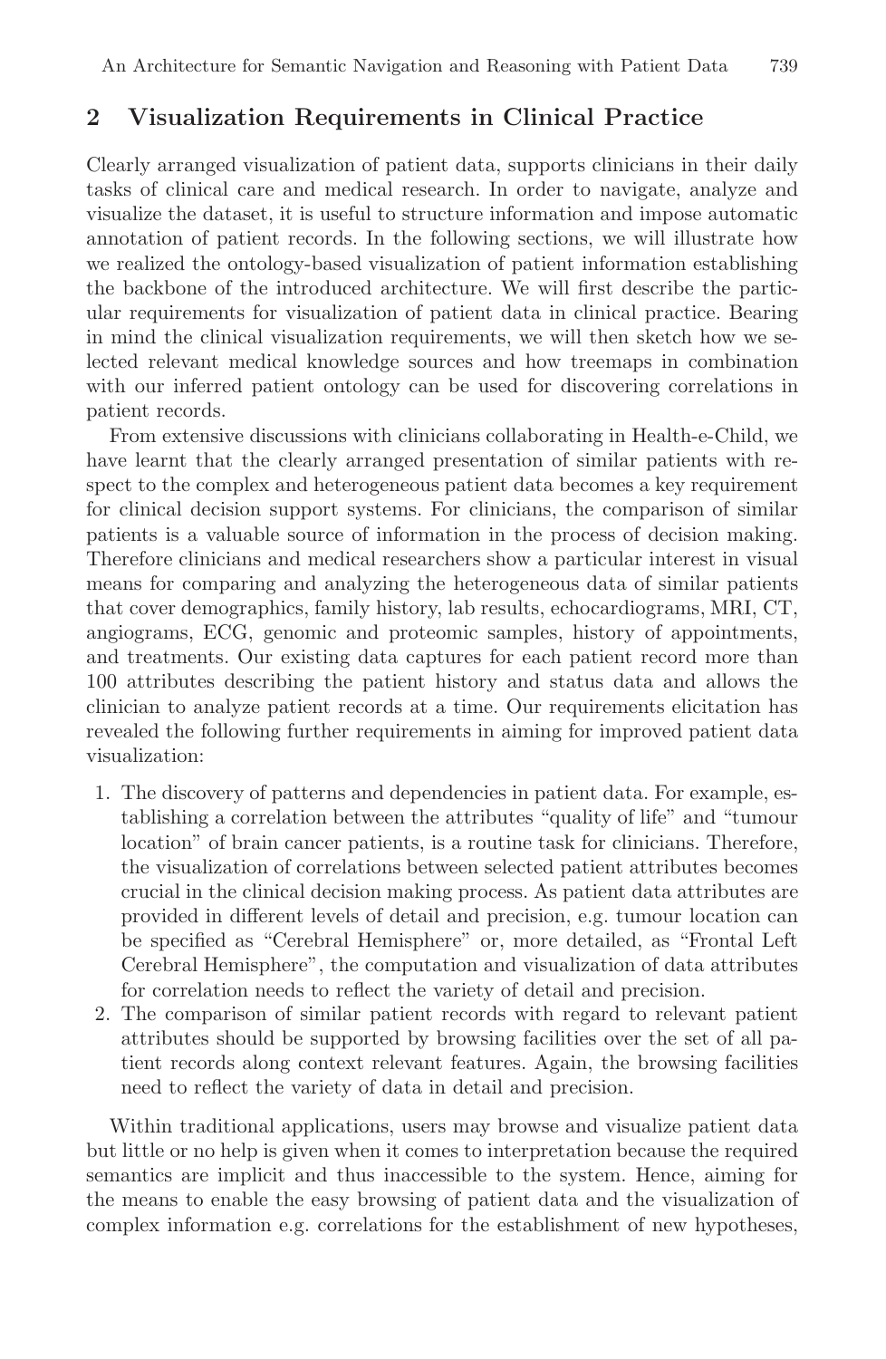## 2 Visualization Requirements in Clinical Practice

Clearly arranged visualization of patient data, supports clinicians in their daily tasks of clinical care and medical research. In order to navigate, analyze and visualize the dataset, it is useful to structure information and impose automatic annotation of patient records. In the following sections, we will illustrate how we realized the ontology-based visualization of patient information establishing the backbone of the introduced architecture. We will first describe the particular requirements for visualization of patient data in clinical practice. Bearing in mind the clinical visualization requirements, we will then sketch how we selected relevant medical knowledge sources and how treemaps in combination with our inferred patient ontology can be used for discovering correlations in patient records.

From extensive discussions with clinicians collaborating in Health-e-Child, we have learnt that the clearly arranged presentation of similar patients with respect to the complex and heterogeneous patient data becomes a key requirement for clinical decision support systems. For clinicians, the comparison of similar patients is a valuable source of information in the process of decision making. Therefore clinicians and medical researchers show a particular interest in visual means for comparing and analyzing the heterogeneous data of similar patients that cover demographics, family history, lab results, echocardiograms, MRI, CT, angiograms, ECG, genomic and proteomic samples, history of appointments, and treatments. Our existing data captures for each patient record more than 100 attributes describing the patient history and status data and allows the clinician to analyze patient records at a time. Our requirements elicitation has revealed the following further requirements in aiming for improved patient data visualization:

1. The discovery of patterns and dependencies in patient data. For example, establishing a correlation between the attributes "quality of life" and "tumour location" of brain cancer patients, is a routine task for clinicians. Therefore, the visualization of correlations between selected patient attributes becomes crucial in the clinical decision making process. As patient data attributes are provided in different levels of detail and precision, e.g. tumour location can be specified as "Cerebral Hemisphere" or, more detailed, as "Frontal Left Cerebral Hemisphere", the computation and visualization of data attributes for correlation needs to reflect the variety of detail and precision.
2. The comparison of similar patient records with regard to relevant patient attributes should be supported by browsing facilities over the set of all patient records along context relevant features. Again, the browsing facilities need to reflect the variety of data in detail and precision.

Within traditional applications, users may browse and visualize patient data but little or no help is given when it comes to interpretation because the required semantics are implicit and thus inaccessible to the system. Hence, aiming for the means to enable the easy browsing of patient data and the visualization of complex information e.g. correlations for the establishment of new hypotheses,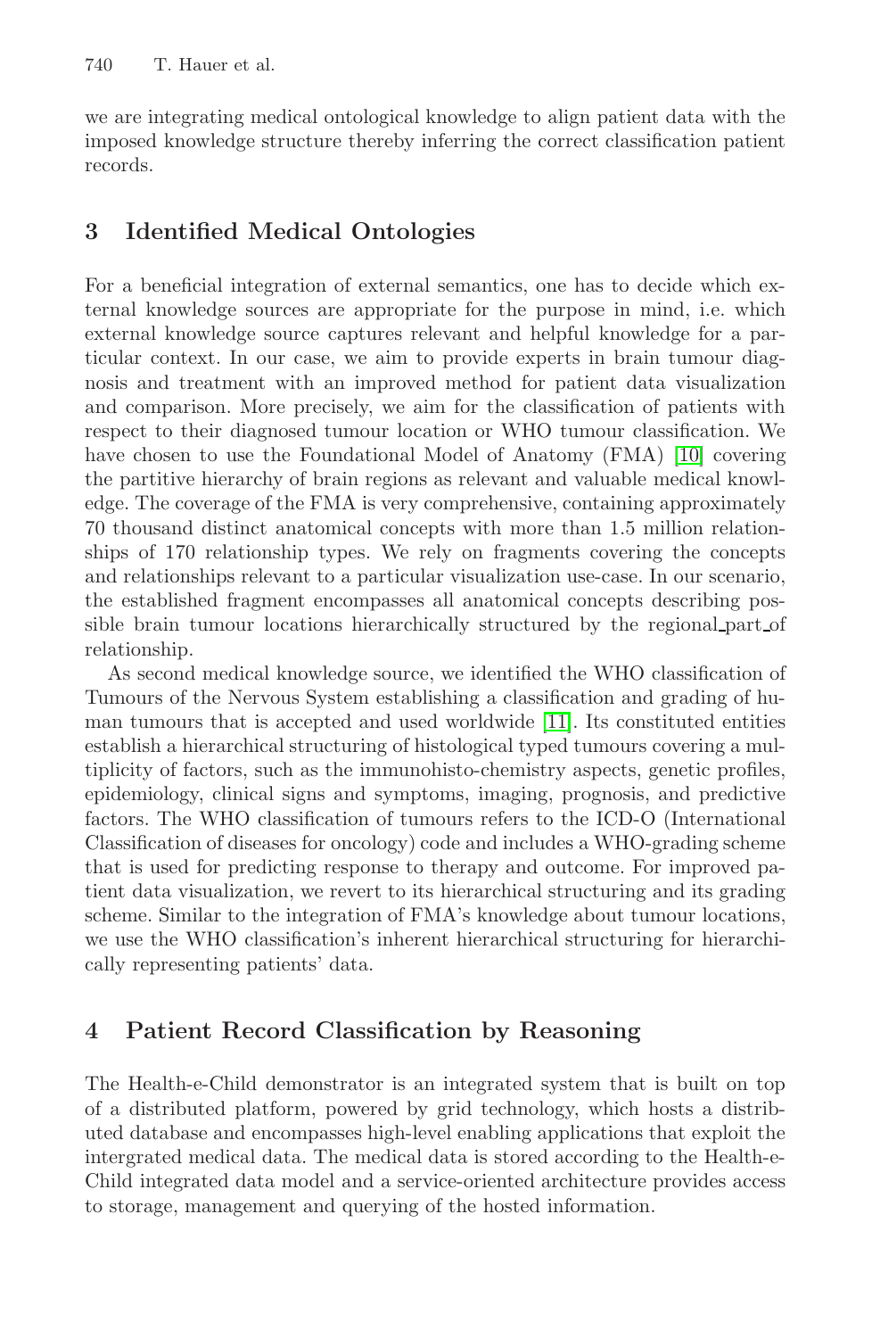we are integrating medical ontological knowledge to align patient data with the imposed knowledge structure thereby inferring the correct classification patient records.

## 3 Identified Medical Ontologies

For a beneficial integration of external semantics, one has to decide which external knowledge sources are appropriate for the purpose in mind, i.e. which external knowledge source captures relevant and helpful knowledge for a particular context. In our case, we aim to provide experts in brain tumour diagnosis and treatment with an improved method for patient data visualization and comparison. More precisely, we aim for the classification of patients with respect to their diagnosed tumour location or WHO tumour classification. We have chosen to use the Foundational Model of Anatomy (FMA) [10] covering the partitive hierarchy of brain regions as relevant and valuable medical knowledge. The coverage of the FMA is very comprehensive, containing approximately 70 thousand distinct anatomical concepts with more than 1.5 million relationships of 170 relationship types. We rely on fragments covering the concepts and relationships relevant to a particular visualization use-case. In our scenario, the established fragment encompasses all anatomical concepts describing possible brain tumour locations hierarchically structured by the regional_part_of relationship.

As second medical knowledge source, we identified the WHO classification of Tumours of the Nervous System establishing a classification and grading of human tumours that is accepted and used worldwide [11]. Its constituted entities establish a hierarchical structuring of histological typed tumours covering a multiplicity of factors, such as the immunohisto-chemistry aspects, genetic profiles, epidemiology, clinical signs and symptoms, imaging, prognosis, and predictive factors. The WHO classification of tumours refers to the ICD-O (International Classification of diseases for oncology) code and includes a WHO-grading scheme that is used for predicting response to therapy and outcome. For improved patient data visualization, we revert to its hierarchical structuring and its grading scheme. Similar to the integration of FMA's knowledge about tumour locations, we use the WHO classification's inherent hierarchical structuring for hierarchically representing patients' data.

## 4 Patient Record Classification by Reasoning

The Health-e-Child demonstrator is an integrated system that is built on top of a distributed platform, powered by grid technology, which hosts a distributed database and encompasses high-level enabling applications that exploit the intergrated medical data. The medical data is stored according to the Health-e-Child integrated data model and a service-oriented architecture provides access to storage, management and querying of the hosted information.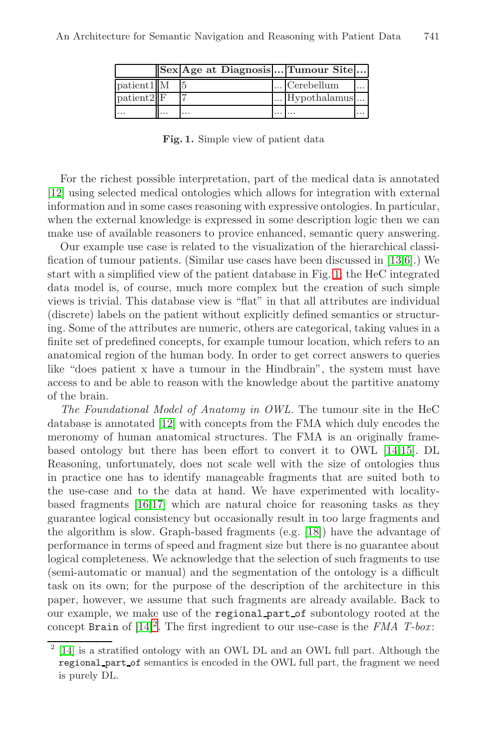| | Sex | Age at Diagnosis | ... | Tumour Site | ... |
|---|---|---|---|---|---|
| patient1 | M | 5 | ... | Cerebellum | ... |
| patient2 | F | 7 | ... | Hypothalamus | ... |
| ... | ... | ... | ... | ... | ... |

**Fig. 1.** Simple view of patient data

For the richest possible interpretation, part of the medical data is annotated [12] using selected medical ontologies which allows for integration with external information and in some cases reasoning with expressive ontologies. In particular, when the external knowledge is expressed in some description logic then we can make use of available reasoners to provice enhanced, semantic query answering.

Our example use case is related to the visualization of the hierarchical classification of tumour patients. (Similar use cases have been discussed in [13,6].) We start with a simplified view of the patient database in Fig. 1; the HeC integrated data model is, of course, much more complex but the creation of such simple views is trivial. This database view is "flat" in that all attributes are individual (discrete) labels on the patient without explicitly defined semantics or structuring. Some of the attributes are numeric, others are categorical, taking values in a finite set of predefined concepts, for example tumour location, which refers to an anatomical region of the human body. In order to get correct answers to queries like "does patient x have a tumour in the Hindbrain", the system must have access to and be able to reason with the knowledge about the partitive anatomy of the brain.

*The Foundational Model of Anatomy in OWL.* The tumour site in the HeC database is annotated [12] with concepts from the FMA which duly encodes the meronomy of human anatomical structures. The FMA is an originally frame-based ontology but there has been effort to convert it to OWL [14,15]. DL Reasoning, unfortunately, does not scale well with the size of ontologies thus in practice one has to identify manageable fragments that are suited both to the use-case and to the data at hand. We have experimented with locality-based fragments [16,17] which are natural choice for reasoning tasks as they guarantee logical consistency but occasionally result in too large fragments and the algorithm is slow. Graph-based fragments (e.g. [18]) have the advantage of performance in terms of speed and fragment size but there is no guarantee about logical completeness. We acknowledge that the selection of such fragments to use (semi-automatic or manual) and the segmentation of the ontology is a difficult task on its own; for the purpose of the description of the architecture in this paper, however, we assume that such fragments are already available. Back to our example, we make use of the `regional_part_of` subontology rooted at the concept `Brain` of [14][2]. The first ingredient to our use-case is the *FMA T-box*:

[2] [14] is a stratified ontology with an OWL DL and an OWL full part. Although the `regional_part_of` semantics is encoded in the OWL full part, the fragment we need is purely DL.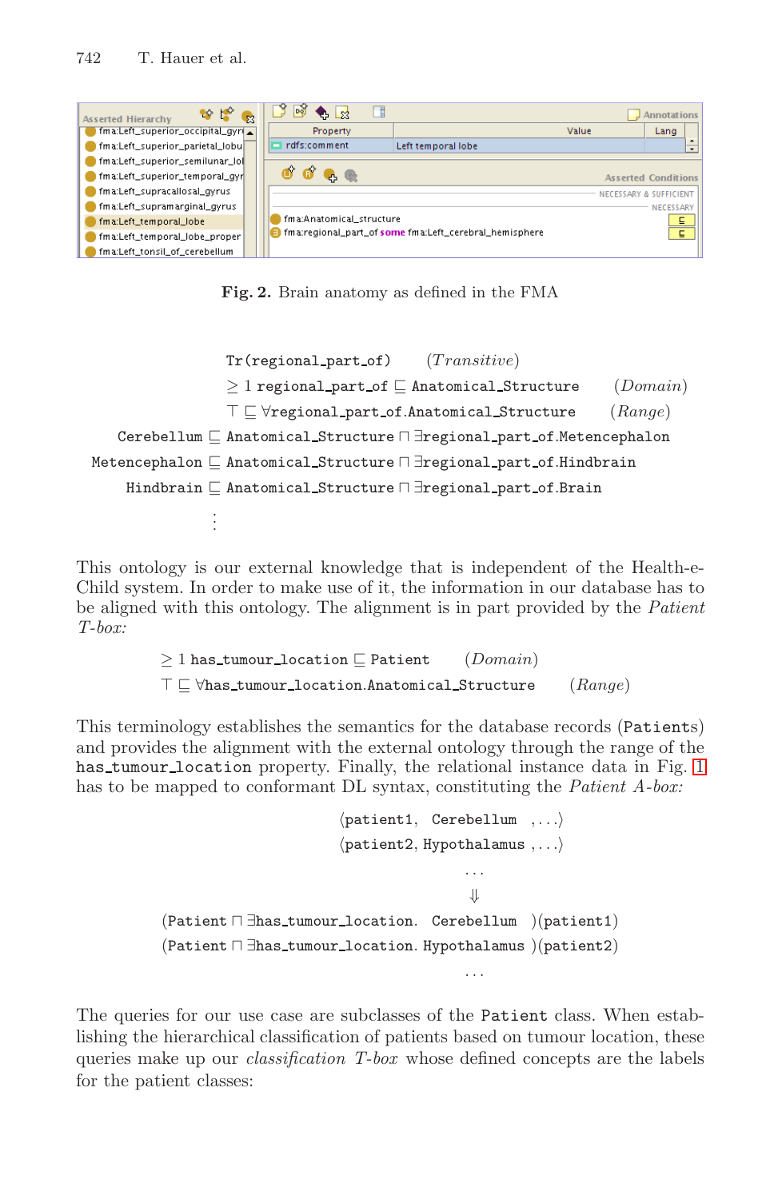Fig. 2. Brain anatomy as defined in the FMA

$$\mathtt{Tr(regional\_part\_of)} \qquad (\mathit{Transitive})$$

$$\geq 1\ \mathtt{regional\_part\_of} \sqsubseteq \mathtt{Anatomical\_Structure} \qquad (\mathit{Domain})$$

$$\top \sqsubseteq \forall \mathtt{regional\_part\_of.Anatomical\_Structure} \qquad (\mathit{Range})$$

$$\mathtt{Cerebellum} \sqsubseteq \mathtt{Anatomical\_Structure} \sqcap \exists \mathtt{regional\_part\_of.Metencephalon}$$

$$\mathtt{Metencephalon} \sqsubseteq \mathtt{Anatomical\_Structure} \sqcap \exists \mathtt{regional\_part\_of.Hindbrain}$$

$$\mathtt{Hindbrain} \sqsubseteq \mathtt{Anatomical\_Structure} \sqcap \exists \mathtt{regional\_part\_of.Brain}$$

$$\vdots$$

This ontology is our external knowledge that is independent of the Health-e-Child system. In order to make use of it, the information in our database has to be aligned with this ontology. The alignment is in part provided by the *Patient T-box:*

$$\geq 1\ \mathtt{has\_tumour\_location} \sqsubseteq \mathtt{Patient} \qquad (\mathit{Domain})$$

$$\top \sqsubseteq \forall \mathtt{has\_tumour\_location.Anatomical\_Structure} \qquad (\mathit{Range})$$

This terminology establishes the semantics for the database records (Patients) and provides the alignment with the external ontology through the range of the has_tumour_location property. Finally, the relational instance data in Fig. 1 has to be mapped to conformant DL syntax, constituting the *Patient A-box:*

$$\langle \mathtt{patient1},\ \mathtt{Cerebellum}\ , \ldots \rangle$$

$$\langle \mathtt{patient2}, \mathtt{Hypothalamus}\ , \ldots \rangle$$

$$\ldots$$

$$\Downarrow$$

$$(\mathtt{Patient} \sqcap \exists \mathtt{has\_tumour\_location}.\ \mathtt{Cerebellum}\ )(\mathtt{patient1})$$

$$(\mathtt{Patient} \sqcap \exists \mathtt{has\_tumour\_location}.\ \mathtt{Hypothalamus}\ )(\mathtt{patient2})$$

$$\ldots$$

The queries for our use case are subclasses of the Patient class. When establishing the hierarchical classification of patients based on tumour location, these queries make up our *classification T-box* whose defined concepts are the labels for the patient classes: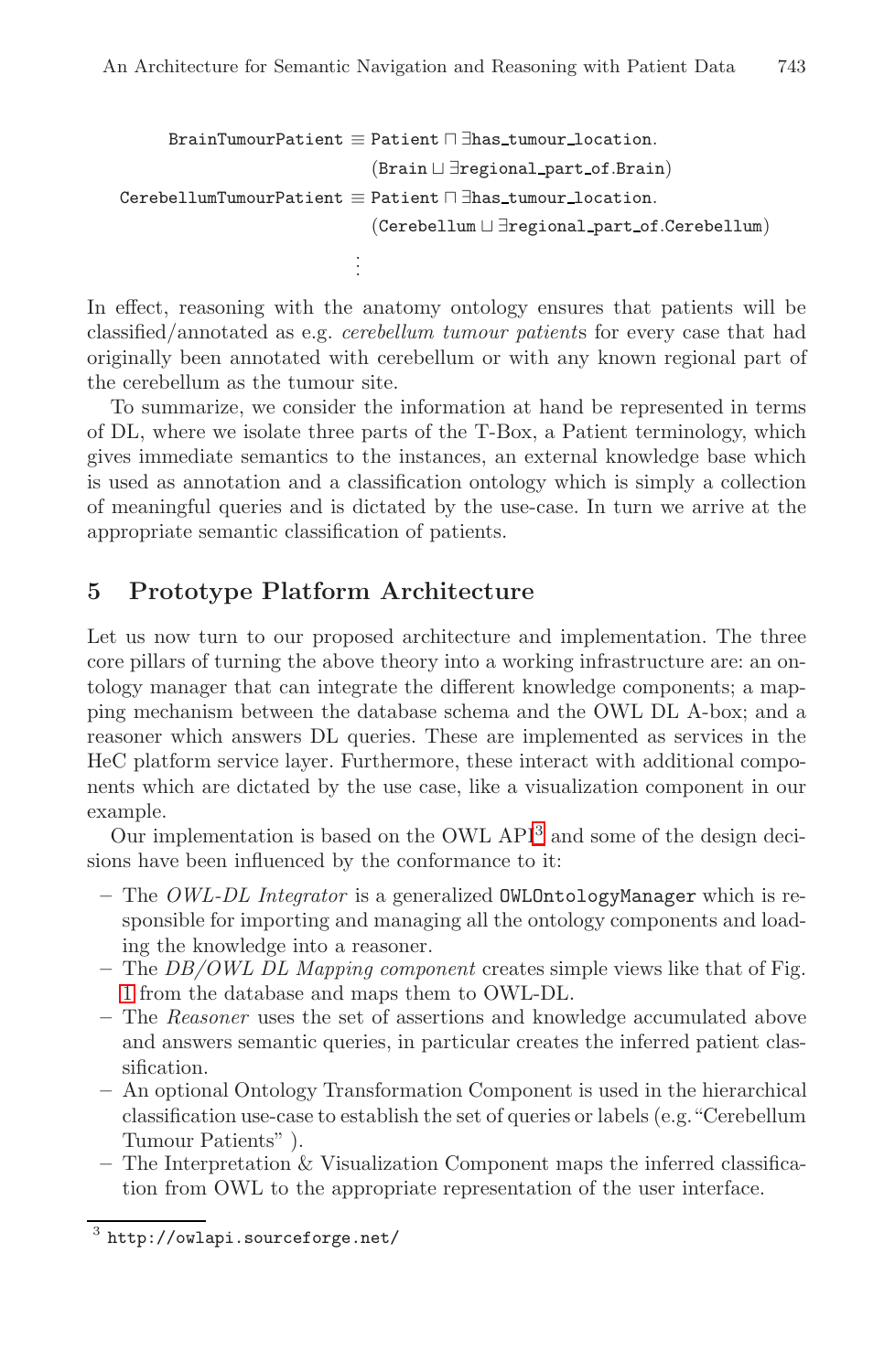$$
\begin{aligned}
\texttt{BrainTumourPatient} &\equiv \texttt{Patient} \sqcap \exists \texttt{has\_tumour\_location}. \\
&\quad (\texttt{Brain} \sqcup \exists \texttt{regional\_part\_of}.\texttt{Brain}) \\
\texttt{CerebellumTumourPatient} &\equiv \texttt{Patient} \sqcap \exists \texttt{has\_tumour\_location}. \\
&\quad (\texttt{Cerebellum} \sqcup \exists \texttt{regional\_part\_of}.\texttt{Cerebellum}) \\
&\quad \vdots
\end{aligned}
$$

In effect, reasoning with the anatomy ontology ensures that patients will be classified/annotated as e.g. *cerebellum tumour patients* for every case that had originally been annotated with cerebellum or with any known regional part of the cerebellum as the tumour site.

To summarize, we consider the information at hand be represented in terms of DL, where we isolate three parts of the T-Box, a Patient terminology, which gives immediate semantics to the instances, an external knowledge base which is used as annotation and a classification ontology which is simply a collection of meaningful queries and is dictated by the use-case. In turn we arrive at the appropriate semantic classification of patients.

## 5 Prototype Platform Architecture

Let us now turn to our proposed architecture and implementation. The three core pillars of turning the above theory into a working infrastructure are: an ontology manager that can integrate the different knowledge components; a mapping mechanism between the database schema and the OWL DL A-box; and a reasoner which answers DL queries. These are implemented as services in the HeC platform service layer. Furthermore, these interact with additional components which are dictated by the use case, like a visualization component in our example.

Our implementation is based on the OWL API[3] and some of the design decisions have been influenced by the conformance to it:

- The *OWL-DL Integrator* is a generalized `OWLOntologyManager` which is responsible for importing and managing all the ontology components and loading the knowledge into a reasoner.
- The *DB/OWL DL Mapping component* creates simple views like that of Fig. 1 from the database and maps them to OWL-DL.
- The *Reasoner* uses the set of assertions and knowledge accumulated above and answers semantic queries, in particular creates the inferred patient classification.
- An optional Ontology Transformation Component is used in the hierarchical classification use-case to establish the set of queries or labels (e.g. "Cerebellum Tumour Patients" ).
- The Interpretation & Visualization Component maps the inferred classification from OWL to the appropriate representation of the user interface.

[3] `http://owlapi.sourceforge.net/`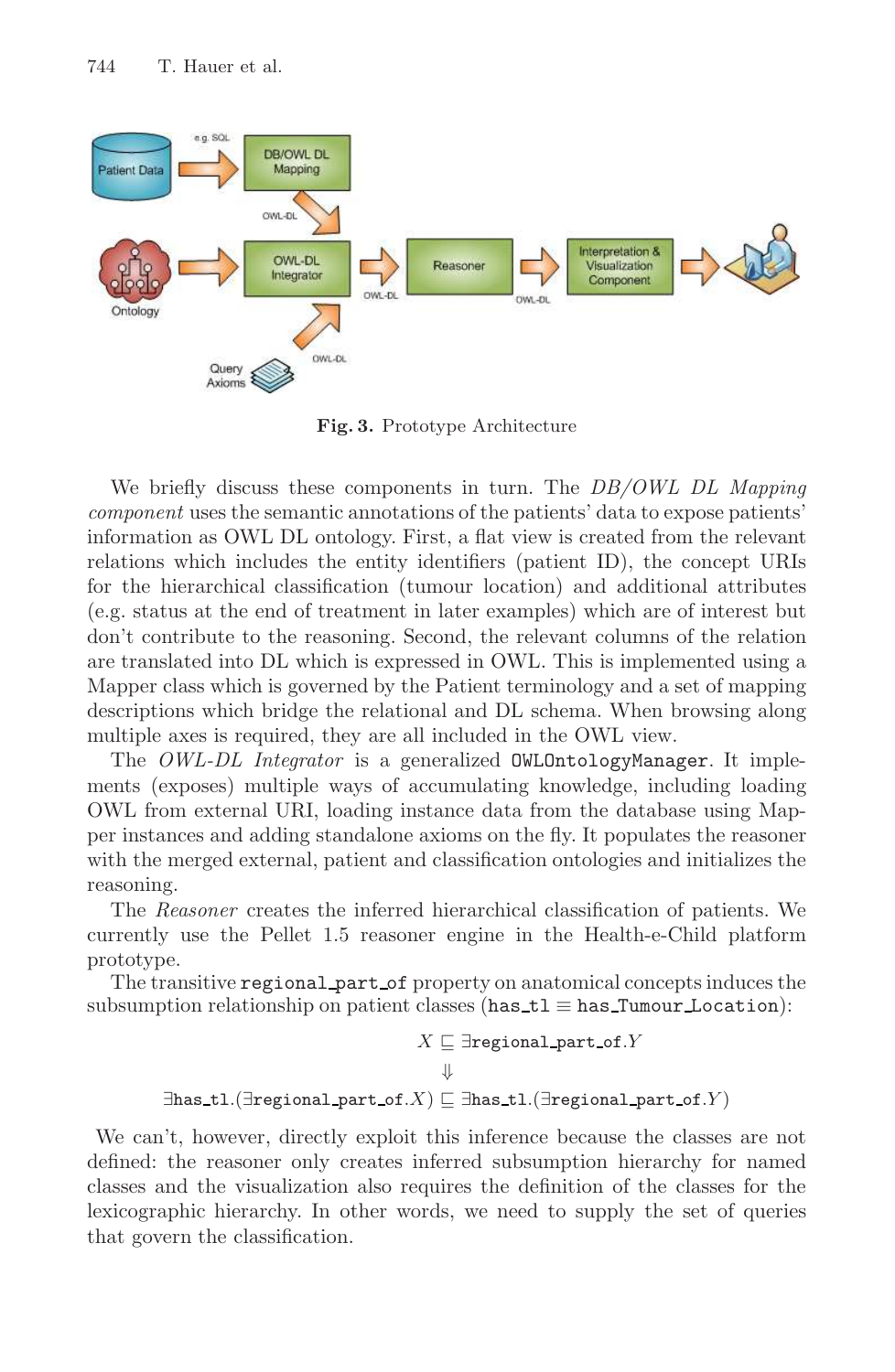Fig. 3. Prototype Architecture

We briefly discuss these components in turn. The *DB/OWL DL Mapping component* uses the semantic annotations of the patients' data to expose patients' information as OWL DL ontology. First, a flat view is created from the relevant relations which includes the entity identifiers (patient ID), the concept URIs for the hierarchical classification (tumour location) and additional attributes (e.g. status at the end of treatment in later examples) which are of interest but don't contribute to the reasoning. Second, the relevant columns of the relation are translated into DL which is expressed in OWL. This is implemented using a Mapper class which is governed by the Patient terminology and a set of mapping descriptions which bridge the relational and DL schema. When browsing along multiple axes is required, they are all included in the OWL view.

The *OWL-DL Integrator* is a generalized `OWLOntologyManager`. It implements (exposes) multiple ways of accumulating knowledge, including loading OWL from external URI, loading instance data from the database using Mapper instances and adding standalone axioms on the fly. It populates the reasoner with the merged external, patient and classification ontologies and initializes the reasoning.

The *Reasoner* creates the inferred hierarchical classification of patients. We currently use the Pellet 1.5 reasoner engine in the Health-e-Child platform prototype.

The transitive `regional_part_of` property on anatomical concepts induces the subsumption relationship on patient classes (`has_tl` $\equiv$ `has_Tumour_Location`):

$$X \sqsubseteq \exists \texttt{regional\_part\_of}.Y$$
$$\Downarrow$$
$$\exists \texttt{has\_tl}.(\exists \texttt{regional\_part\_of}.X) \sqsubseteq \exists \texttt{has\_tl}.(\exists \texttt{regional\_part\_of}.Y)$$

We can't, however, directly exploit this inference because the classes are not defined: the reasoner only creates inferred subsumption hierarchy for named classes and the visualization also requires the definition of the classes for the lexicographic hierarchy. In other words, we need to supply the set of queries that govern the classification.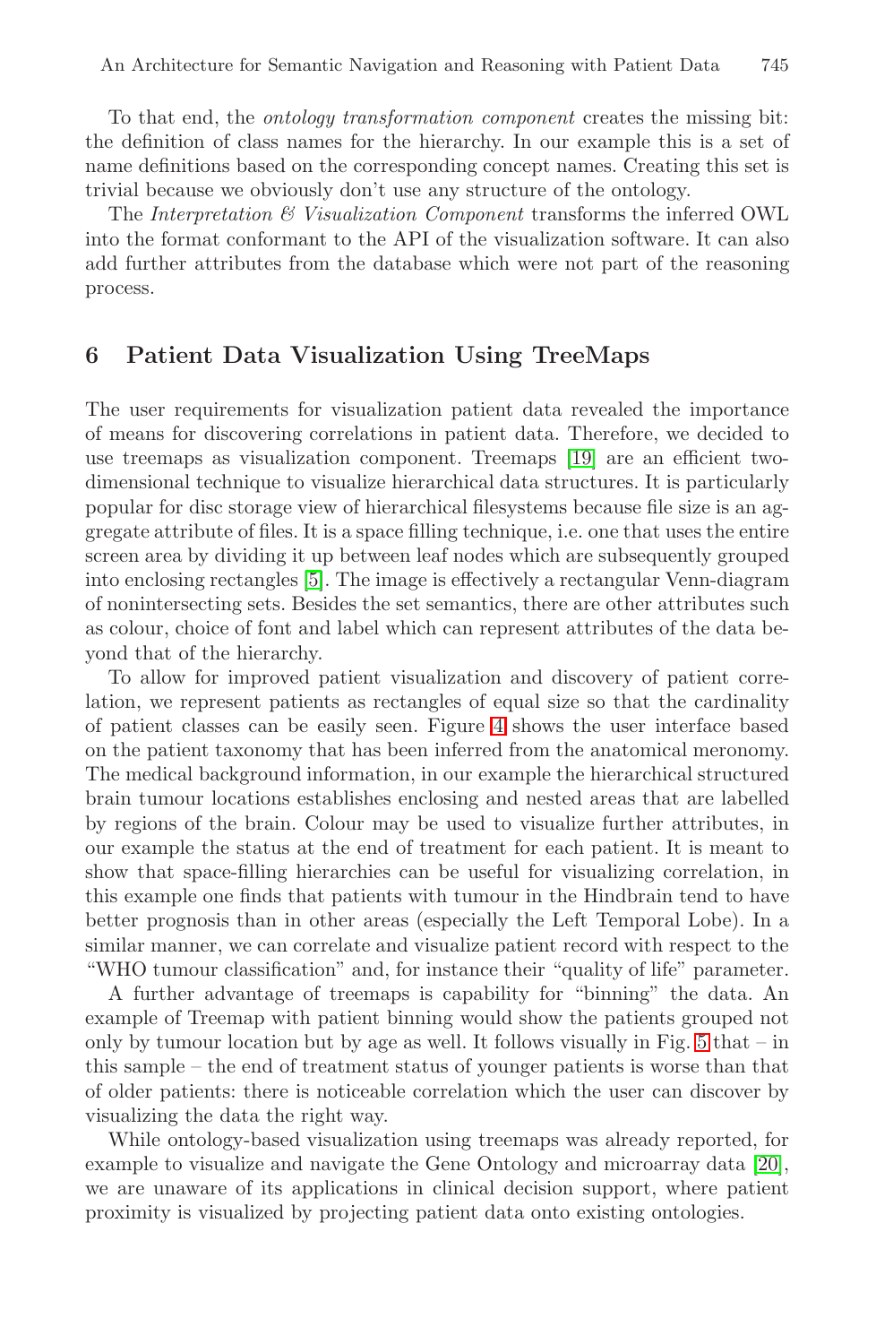To that end, the *ontology transformation component* creates the missing bit: the definition of class names for the hierarchy. In our example this is a set of name definitions based on the corresponding concept names. Creating this set is trivial because we obviously don't use any structure of the ontology.

The *Interpretation & Visualization Component* transforms the inferred OWL into the format conformant to the API of the visualization software. It can also add further attributes from the database which were not part of the reasoning process.

## 6 Patient Data Visualization Using TreeMaps

The user requirements for visualization patient data revealed the importance of means for discovering correlations in patient data. Therefore, we decided to use treemaps as visualization component. Treemaps [19] are an efficient two-dimensional technique to visualize hierarchical data structures. It is particularly popular for disc storage view of hierarchical filesystems because file size is an aggregate attribute of files. It is a space filling technique, i.e. one that uses the entire screen area by dividing it up between leaf nodes which are subsequently grouped into enclosing rectangles [5]. The image is effectively a rectangular Venn-diagram of nonintersecting sets. Besides the set semantics, there are other attributes such as colour, choice of font and label which can represent attributes of the data beyond that of the hierarchy.

To allow for improved patient visualization and discovery of patient correlation, we represent patients as rectangles of equal size so that the cardinality of patient classes can be easily seen. Figure 4 shows the user interface based on the patient taxonomy that has been inferred from the anatomical meronomy. The medical background information, in our example the hierarchical structured brain tumour locations establishes enclosing and nested areas that are labelled by regions of the brain. Colour may be used to visualize further attributes, in our example the status at the end of treatment for each patient. It is meant to show that space-filling hierarchies can be useful for visualizing correlation, in this example one finds that patients with tumour in the Hindbrain tend to have better prognosis than in other areas (especially the Left Temporal Lobe). In a similar manner, we can correlate and visualize patient record with respect to the "WHO tumour classification" and, for instance their "quality of life" parameter.

A further advantage of treemaps is capability for "binning" the data. An example of Treemap with patient binning would show the patients grouped not only by tumour location but by age as well. It follows visually in Fig. 5 that – in this sample – the end of treatment status of younger patients is worse than that of older patients: there is noticeable correlation which the user can discover by visualizing the data the right way.

While ontology-based visualization using treemaps was already reported, for example to visualize and navigate the Gene Ontology and microarray data [20], we are unaware of its applications in clinical decision support, where patient proximity is visualized by projecting patient data onto existing ontologies.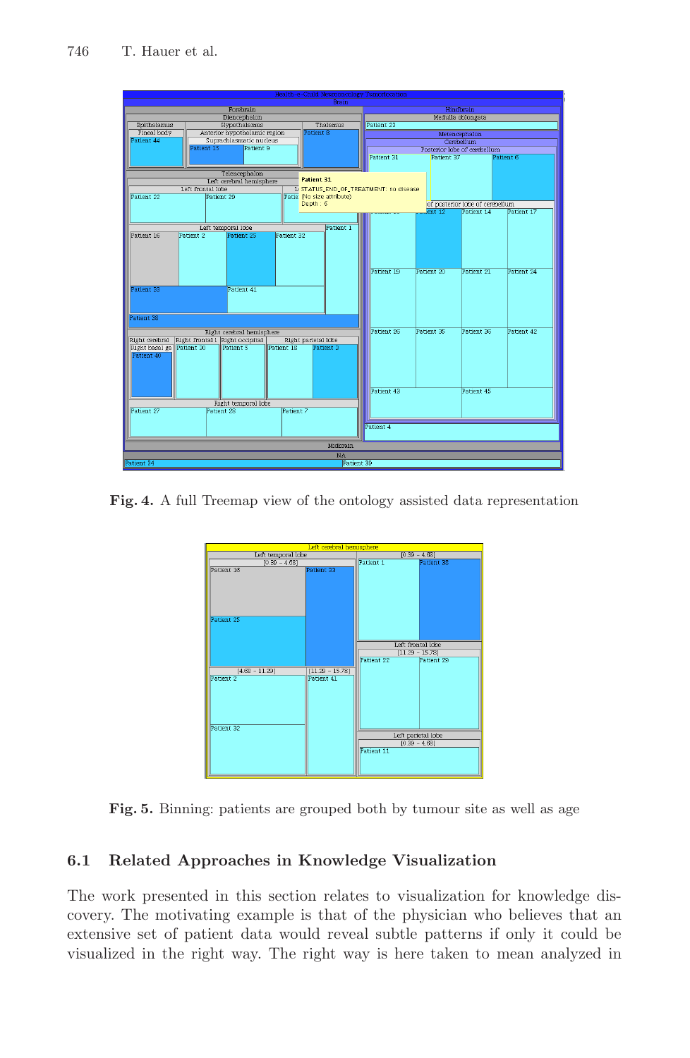**Fig. 4.** A full Treemap view of the ontology assisted data representation

**Fig. 5.** Binning: patients are grouped both by tumour site as well as age

### 6.1 Related Approaches in Knowledge Visualization

The work presented in this section relates to visualization for knowledge discovery. The motivating example is that of the physician who believes that an extensive set of patient data would reveal subtle patterns if only it could be visualized in the right way. The right way is here taken to mean analyzed in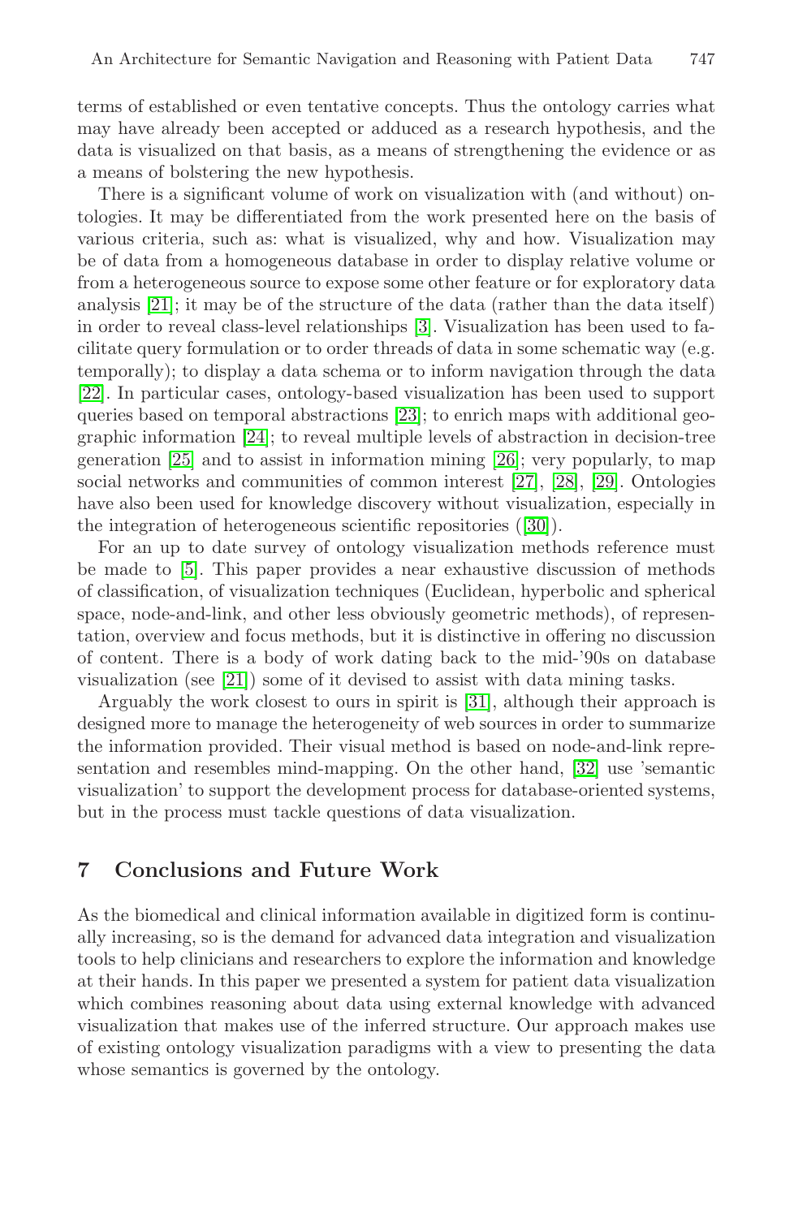terms of established or even tentative concepts. Thus the ontology carries what may have already been accepted or adduced as a research hypothesis, and the data is visualized on that basis, as a means of strengthening the evidence or as a means of bolstering the new hypothesis.

There is a significant volume of work on visualization with (and without) ontologies. It may be differentiated from the work presented here on the basis of various criteria, such as: what is visualized, why and how. Visualization may be of data from a homogeneous database in order to display relative volume or from a heterogeneous source to expose some other feature or for exploratory data analysis [21]; it may be of the structure of the data (rather than the data itself) in order to reveal class-level relationships [3]. Visualization has been used to facilitate query formulation or to order threads of data in some schematic way (e.g. temporally); to display a data schema or to inform navigation through the data [22]. In particular cases, ontology-based visualization has been used to support queries based on temporal abstractions [23]; to enrich maps with additional geographic information [24]; to reveal multiple levels of abstraction in decision-tree generation [25] and to assist in information mining [26]; very popularly, to map social networks and communities of common interest [27], [28], [29]. Ontologies have also been used for knowledge discovery without visualization, especially in the integration of heterogeneous scientific repositories ([30]).

For an up to date survey of ontology visualization methods reference must be made to [5]. This paper provides a near exhaustive discussion of methods of classification, of visualization techniques (Euclidean, hyperbolic and spherical space, node-and-link, and other less obviously geometric methods), of representation, overview and focus methods, but it is distinctive in offering no discussion of content. There is a body of work dating back to the mid-'90s on database visualization (see [21]) some of it devised to assist with data mining tasks.

Arguably the work closest to ours in spirit is [31], although their approach is designed more to manage the heterogeneity of web sources in order to summarize the information provided. Their visual method is based on node-and-link representation and resembles mind-mapping. On the other hand, [32] use 'semantic visualization' to support the development process for database-oriented systems, but in the process must tackle questions of data visualization.

## 7 Conclusions and Future Work

As the biomedical and clinical information available in digitized form is continually increasing, so is the demand for advanced data integration and visualization tools to help clinicians and researchers to explore the information and knowledge at their hands. In this paper we presented a system for patient data visualization which combines reasoning about data using external knowledge with advanced visualization that makes use of the inferred structure. Our approach makes use of existing ontology visualization paradigms with a view to presenting the data whose semantics is governed by the ontology.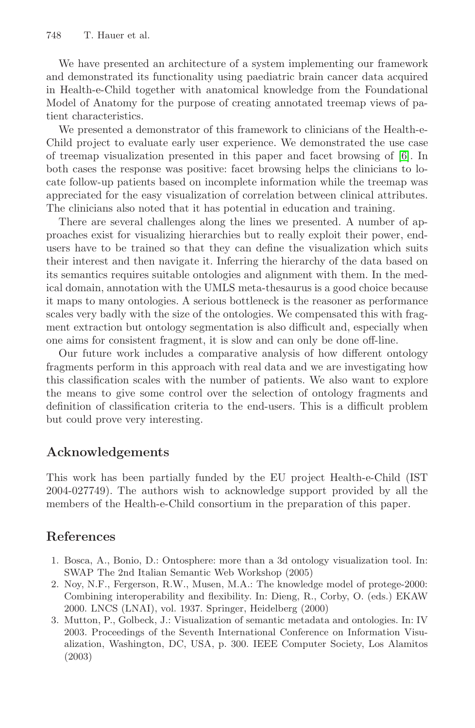We have presented an architecture of a system implementing our framework and demonstrated its functionality using paediatric brain cancer data acquired in Health-e-Child together with anatomical knowledge from the Foundational Model of Anatomy for the purpose of creating annotated treemap views of patient characteristics.

We presented a demonstrator of this framework to clinicians of the Health-e-Child project to evaluate early user experience. We demonstrated the use case of treemap visualization presented in this paper and facet browsing of [6]. In both cases the response was positive: facet browsing helps the clinicians to locate follow-up patients based on incomplete information while the treemap was appreciated for the easy visualization of correlation between clinical attributes. The clinicians also noted that it has potential in education and training.

There are several challenges along the lines we presented. A number of approaches exist for visualizing hierarchies but to really exploit their power, end-users have to be trained so that they can define the visualization which suits their interest and then navigate it. Inferring the hierarchy of the data based on its semantics requires suitable ontologies and alignment with them. In the medical domain, annotation with the UMLS meta-thesaurus is a good choice because it maps to many ontologies. A serious bottleneck is the reasoner as performance scales very badly with the size of the ontologies. We compensated this with fragment extraction but ontology segmentation is also difficult and, especially when one aims for consistent fragment, it is slow and can only be done off-line.

Our future work includes a comparative analysis of how different ontology fragments perform in this approach with real data and we are investigating how this classification scales with the number of patients. We also want to explore the means to give some control over the selection of ontology fragments and definition of classification criteria to the end-users. This is a difficult problem but could prove very interesting.

## Acknowledgements

This work has been partially funded by the EU project Health-e-Child (IST 2004-027749). The authors wish to acknowledge support provided by all the members of the Health-e-Child consortium in the preparation of this paper.

## References

1. Bosca, A., Bonio, D.: Ontosphere: more than a 3d ontology visualization tool. In: SWAP The 2nd Italian Semantic Web Workshop (2005)
2. Noy, N.F., Fergerson, R.W., Musen, M.A.: The knowledge model of protege-2000: Combining interoperability and flexibility. In: Dieng, R., Corby, O. (eds.) EKAW 2000. LNCS (LNAI), vol. 1937. Springer, Heidelberg (2000)
3. Mutton, P., Golbeck, J.: Visualization of semantic metadata and ontologies. In: IV 2003. Proceedings of the Seventh International Conference on Information Visualization, Washington, DC, USA, p. 300. IEEE Computer Society, Los Alamitos (2003)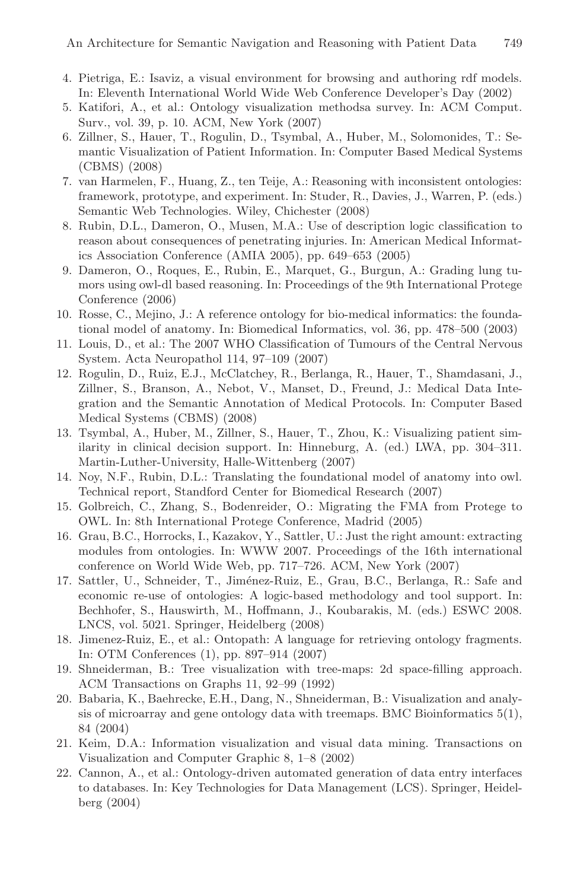4. Pietriga, E.: Isaviz, a visual environment for browsing and authoring rdf models. In: Eleventh International World Wide Web Conference Developer's Day (2002)
5. Katifori, A., et al.: Ontology visualization methodsa survey. In: ACM Comput. Surv., vol. 39, p. 10. ACM, New York (2007)
6. Zillner, S., Hauer, T., Rogulin, D., Tsymbal, A., Huber, M., Solomonides, T.: Semantic Visualization of Patient Information. In: Computer Based Medical Systems (CBMS) (2008)
7. van Harmelen, F., Huang, Z., ten Teije, A.: Reasoning with inconsistent ontologies: framework, prototype, and experiment. In: Studer, R., Davies, J., Warren, P. (eds.) Semantic Web Technologies. Wiley, Chichester (2008)
8. Rubin, D.L., Dameron, O., Musen, M.A.: Use of description logic classification to reason about consequences of penetrating injuries. In: American Medical Informatics Association Conference (AMIA 2005), pp. 649–653 (2005)
9. Dameron, O., Roques, E., Rubin, E., Marquet, G., Burgun, A.: Grading lung tumors using owl-dl based reasoning. In: Proceedings of the 9th International Protege Conference (2006)
10. Rosse, C., Mejino, J.: A reference ontology for bio-medical informatics: the foundational model of anatomy. In: Biomedical Informatics, vol. 36, pp. 478–500 (2003)
11. Louis, D., et al.: The 2007 WHO Classification of Tumours of the Central Nervous System. Acta Neuropathol 114, 97–109 (2007)
12. Rogulin, D., Ruiz, E.J., McClatchey, R., Berlanga, R., Hauer, T., Shamdasani, J., Zillner, S., Branson, A., Nebot, V., Manset, D., Freund, J.: Medical Data Integration and the Semantic Annotation of Medical Protocols. In: Computer Based Medical Systems (CBMS) (2008)
13. Tsymbal, A., Huber, M., Zillner, S., Hauer, T., Zhou, K.: Visualizing patient similarity in clinical decision support. In: Hinneburg, A. (ed.) LWA, pp. 304–311. Martin-Luther-University, Halle-Wittenberg (2007)
14. Noy, N.F., Rubin, D.L.: Translating the foundational model of anatomy into owl. Technical report, Standford Center for Biomedical Research (2007)
15. Golbreich, C., Zhang, S., Bodenreider, O.: Migrating the FMA from Protege to OWL. In: 8th International Protege Conference, Madrid (2005)
16. Grau, B.C., Horrocks, I., Kazakov, Y., Sattler, U.: Just the right amount: extracting modules from ontologies. In: WWW 2007. Proceedings of the 16th international conference on World Wide Web, pp. 717–726. ACM, New York (2007)
17. Sattler, U., Schneider, T., Jiménez-Ruiz, E., Grau, B.C., Berlanga, R.: Safe and economic re-use of ontologies: A logic-based methodology and tool support. In: Bechhofer, S., Hauswirth, M., Hoffmann, J., Koubarakis, M. (eds.) ESWC 2008. LNCS, vol. 5021. Springer, Heidelberg (2008)
18. Jimenez-Ruiz, E., et al.: Ontopath: A language for retrieving ontology fragments. In: OTM Conferences (1), pp. 897–914 (2007)
19. Shneiderman, B.: Tree visualization with tree-maps: 2d space-filling approach. ACM Transactions on Graphs 11, 92–99 (1992)
20. Babaria, K., Baehrecke, E.H., Dang, N., Shneiderman, B.: Visualization and analysis of microarray and gene ontology data with treemaps. BMC Bioinformatics 5(1), 84 (2004)
21. Keim, D.A.: Information visualization and visual data mining. Transactions on Visualization and Computer Graphic 8, 1–8 (2002)
22. Cannon, A., et al.: Ontology-driven automated generation of data entry interfaces to databases. In: Key Technologies for Data Management (LCS). Springer, Heidelberg (2004)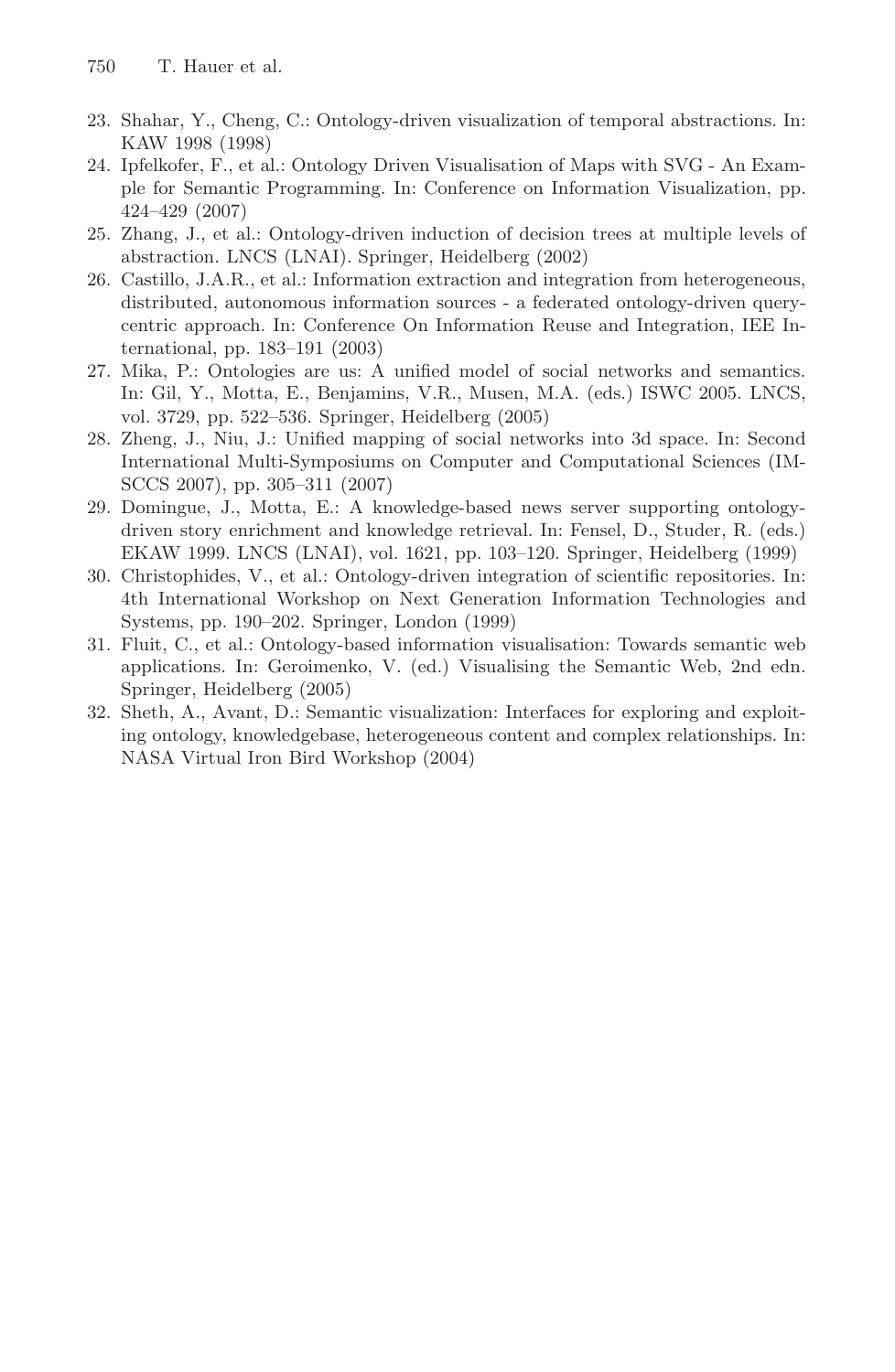23. Shahar, Y., Cheng, C.: Ontology-driven visualization of temporal abstractions. In: KAW 1998 (1998)
24. Ipfelkofer, F., et al.: Ontology Driven Visualisation of Maps with SVG - An Example for Semantic Programming. In: Conference on Information Visualization, pp. 424–429 (2007)
25. Zhang, J., et al.: Ontology-driven induction of decision trees at multiple levels of abstraction. LNCS (LNAI). Springer, Heidelberg (2002)
26. Castillo, J.A.R., et al.: Information extraction and integration from heterogeneous, distributed, autonomous information sources - a federated ontology-driven query-centric approach. In: Conference On Information Reuse and Integration, IEE International, pp. 183–191 (2003)
27. Mika, P.: Ontologies are us: A unified model of social networks and semantics. In: Gil, Y., Motta, E., Benjamins, V.R., Musen, M.A. (eds.) ISWC 2005. LNCS, vol. 3729, pp. 522–536. Springer, Heidelberg (2005)
28. Zheng, J., Niu, J.: Unified mapping of social networks into 3d space. In: Second International Multi-Symposiums on Computer and Computational Sciences (IMSCCS 2007), pp. 305–311 (2007)
29. Domingue, J., Motta, E.: A knowledge-based news server supporting ontology-driven story enrichment and knowledge retrieval. In: Fensel, D., Studer, R. (eds.) EKAW 1999. LNCS (LNAI), vol. 1621, pp. 103–120. Springer, Heidelberg (1999)
30. Christophides, V., et al.: Ontology-driven integration of scientific repositories. In: 4th International Workshop on Next Generation Information Technologies and Systems, pp. 190–202. Springer, London (1999)
31. Fluit, C., et al.: Ontology-based information visualisation: Towards semantic web applications. In: Geroimenko, V. (ed.) Visualising the Semantic Web, 2nd edn. Springer, Heidelberg (2005)
32. Sheth, A., Avant, D.: Semantic visualization: Interfaces for exploring and exploiting ontology, knowledgebase, heterogeneous content and complex relationships. In: NASA Virtual Iron Bird Workshop (2004)